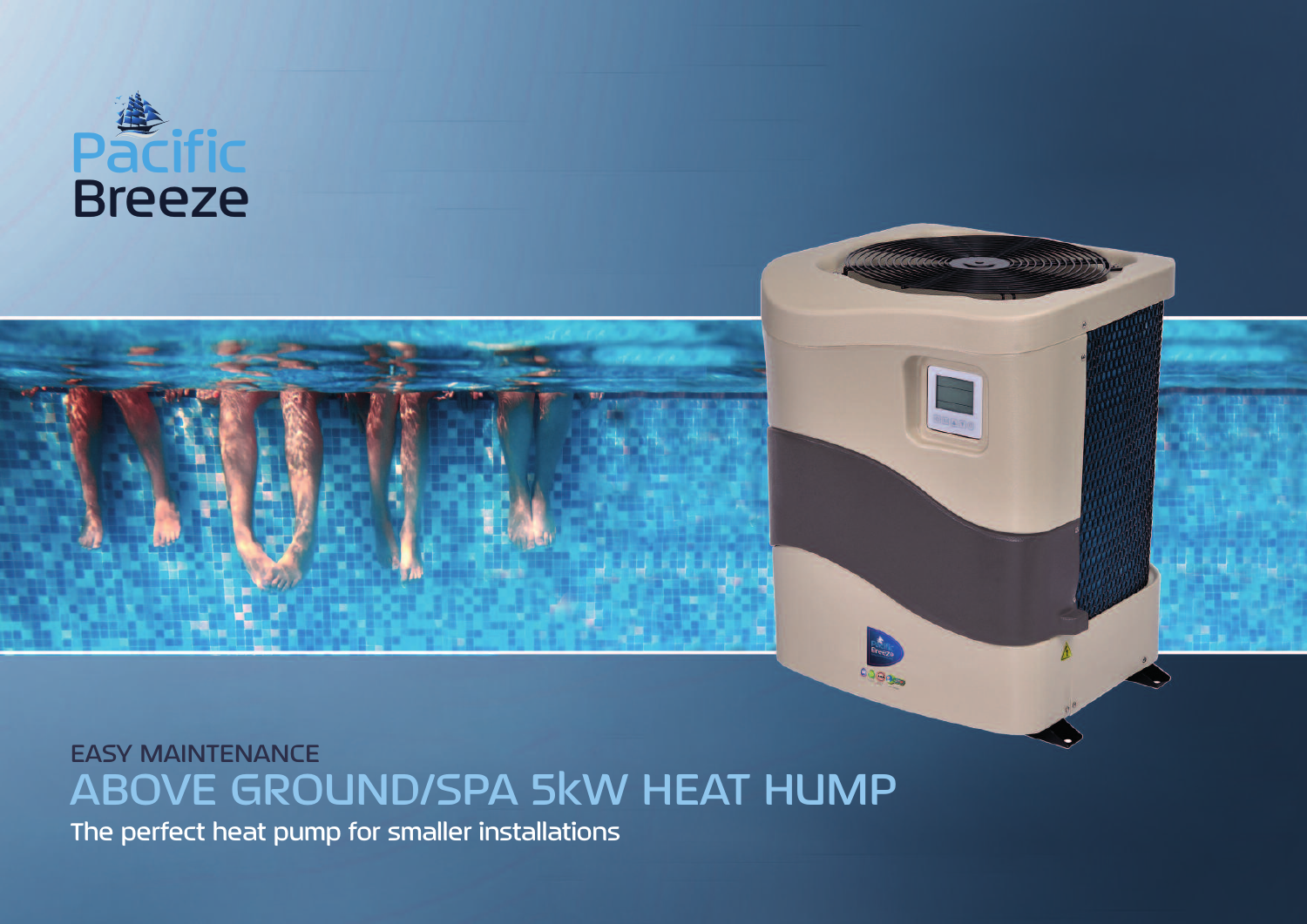Pacific Breeze

EASY MAINTENANCE

# ABOVE GROUND/SPA 5kW HEAT HUMP

The perfect heat pump for smaller installations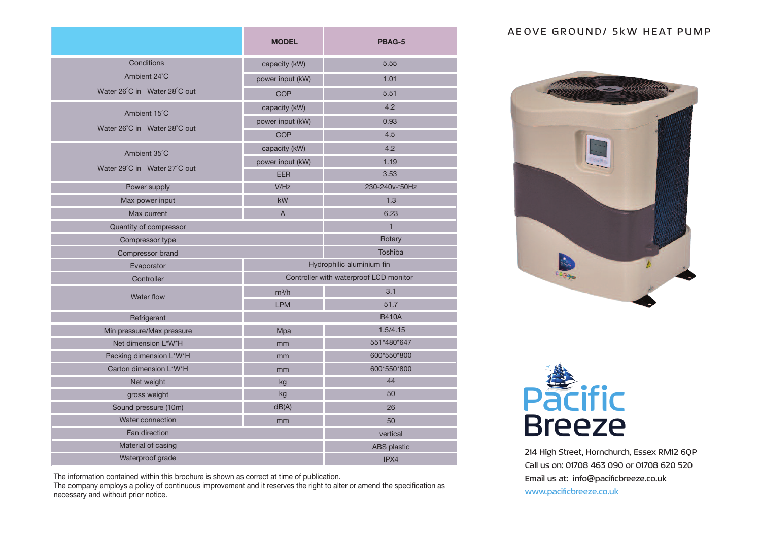# ABOVE GROUND/ 5kW HEAT PUMP

| | MODEL | PBAG-5 |
|---|---|---|
| Conditions<br>Ambient 24˚C<br>Water 26˚C in Water 28˚C out | capacity (kW) | 5.55 |
| | power input (kW) | 1.01 |
| | COP | 5.51 |
| Ambient 15˚C<br>Water 26˚C in Water 28˚C out | capacity (kW) | 4.2 |
| | power input (kW) | 0.93 |
| | COP | 4.5 |
| Ambient 35˚C<br>Water 29˚C in Water 27˚C out | capacity (kW) | 4.2 |
| | power input (kW) | 1.19 |
| | EER | 3.53 |
| Power supply | V/Hz | 230-240v-˜50Hz |
| Max power input | kW | 1.3 |
| Max current | A | 6.23 |
| Quantity of compressor | | 1 |
| Compressor type | | Rotary |
| Compressor brand | | Toshiba |
| Evaporator | Hydrophilic aluminium fin | |
| Controller | Controller with waterproof LCD monitor | |
| Water flow | $m^3/h$ | 3.1 |
| | LPM | 51.7 |
| Refrigerant | | R410A |
| Min pressure/Max pressure | Mpa | 1.5/4.15 |
| Net dimension L*W*H | mm | 551*480*647 |
| Packing dimension L*W*H | mm | 600*550*800 |
| Carton dimension L*W*H | mm | 600*550*800 |
| Net weight | kg | 44 |
| gross weight | kg | 50 |
| Sound pressure (10m) | dB(A) | 26 |
| Water connection | mm | 50 |
| Fan direction | | vertical |
| Material of casing | | ABS plastic |
| Waterproof grade | | IPX4 |

The information contained within this brochure is shown as correct at time of publication.
The company employs a policy of continuous improvement and it reserves the right to alter or amend the specification as necessary and without prior notice.

Pacific Breeze

214 High Street, Hornchurch, Essex RM12 6QP
Call us on: 01708 463 090 or 01708 620 520
Email us at: info@pacificbreeze.co.uk
www.pacificbreeze.co.uk